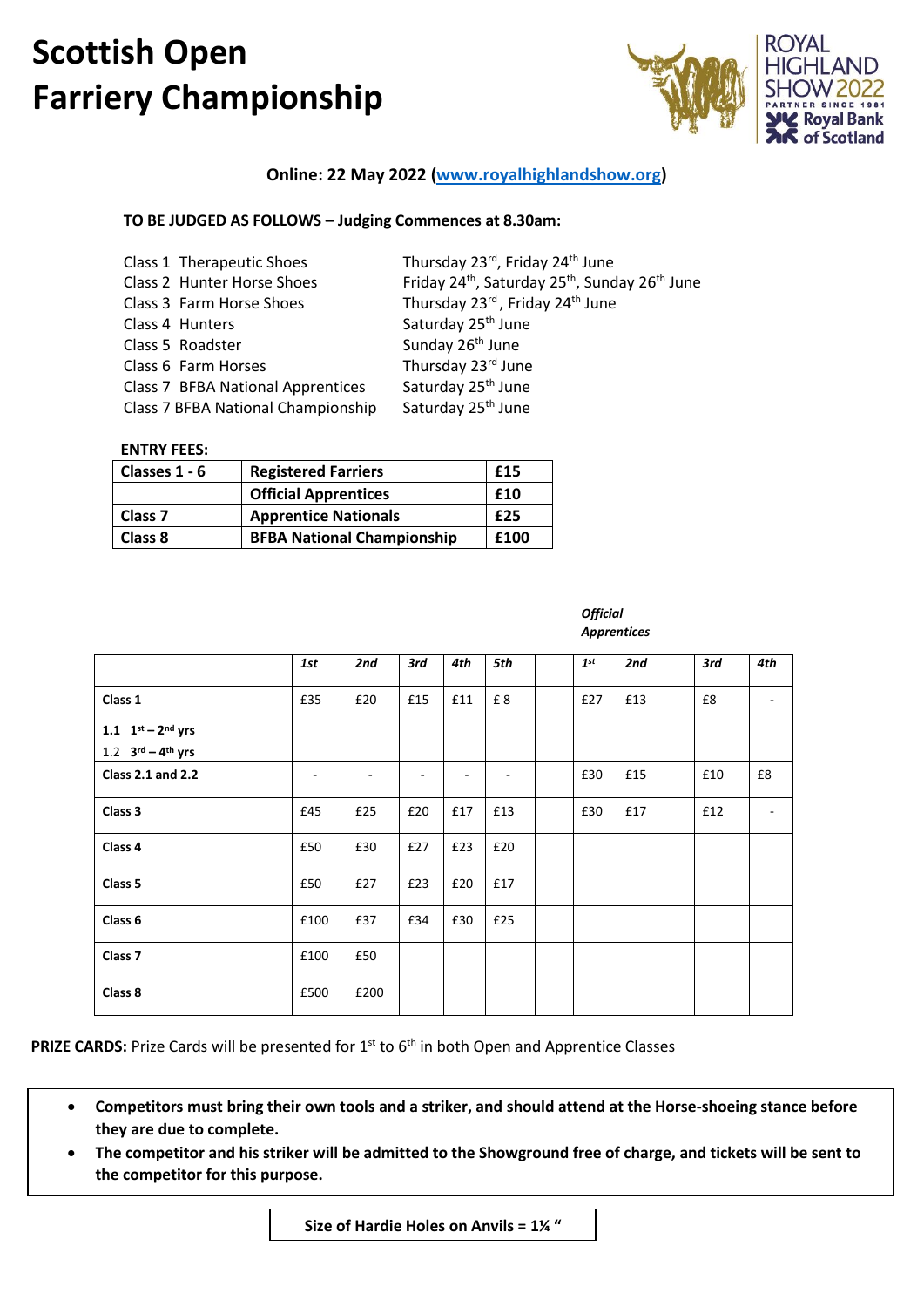# Scottish Open Farriery Championship

ROYAL HIGHLAND SHOW 2022
PARTNER SINCE 1981 Royal Bank of Scotland

**Online: 22 May 2022 (www.royalhighlandshow.org)**

**TO BE JUDGED AS FOLLOWS – Judging Commences at 8.30am:**

| | |
|---|---|
| Class 1 Therapeutic Shoes | Thursday 23rd, Friday 24th June |
| Class 2 Hunter Horse Shoes | Friday 24th, Saturday 25th, Sunday 26th June |
| Class 3 Farm Horse Shoes | Thursday 23rd, Friday 24th June |
| Class 4 Hunters | Saturday 25th June |
| Class 5 Roadster | Sunday 26th June |
| Class 6 Farm Horses | Thursday 23rd June |
| Class 7 BFBA National Apprentices | Saturday 25th June |
| Class 7 BFBA National Championship | Saturday 25th June |

**ENTRY FEES:**

| | | |
|---|---|---|
| **Classes 1 - 6** | **Registered Farriers** | **£15** |
| | **Official Apprentices** | **£10** |
| **Class 7** | **Apprentice Nationals** | **£25** |
| **Class 8** | **BFBA National Championship** | **£100** |

| | *1st* | *2nd* | *3rd* | *4th* | *5th* | | ***Official Apprentices*** *1st* | *2nd* | *3rd* | *4th* |
|---|---|---|---|---|---|---|---|---|---|---|
| **Class 1** <br> **1.1 1st – 2nd yrs** <br> 1.2 **3rd – 4th yrs** | £35 | £20 | £15 | £11 | £ 8 | | £27 | £13 | £8 | - |
| **Class 2.1 and 2.2** | - | - | - | - | - | | £30 | £15 | £10 | £8 |
| **Class 3** | £45 | £25 | £20 | £17 | £13 | | £30 | £17 | £12 | - |
| **Class 4** | £50 | £30 | £27 | £23 | £20 | | | | | |
| **Class 5** | £50 | £27 | £23 | £20 | £17 | | | | | |
| **Class 6** | £100 | £37 | £34 | £30 | £25 | | | | | |
| **Class 7** | £100 | £50 | | | | | | | | |
| **Class 8** | £500 | £200 | | | | | | | | |

**PRIZE CARDS:** Prize Cards will be presented for 1st to 6th in both Open and Apprentice Classes

- **Competitors must bring their own tools and a striker, and should attend at the Horse-shoeing stance before they are due to complete.**
- **The competitor and his striker will be admitted to the Showground free of charge, and tickets will be sent to the competitor for this purpose.**

**Size of Hardie Holes on Anvils = 1¼ "**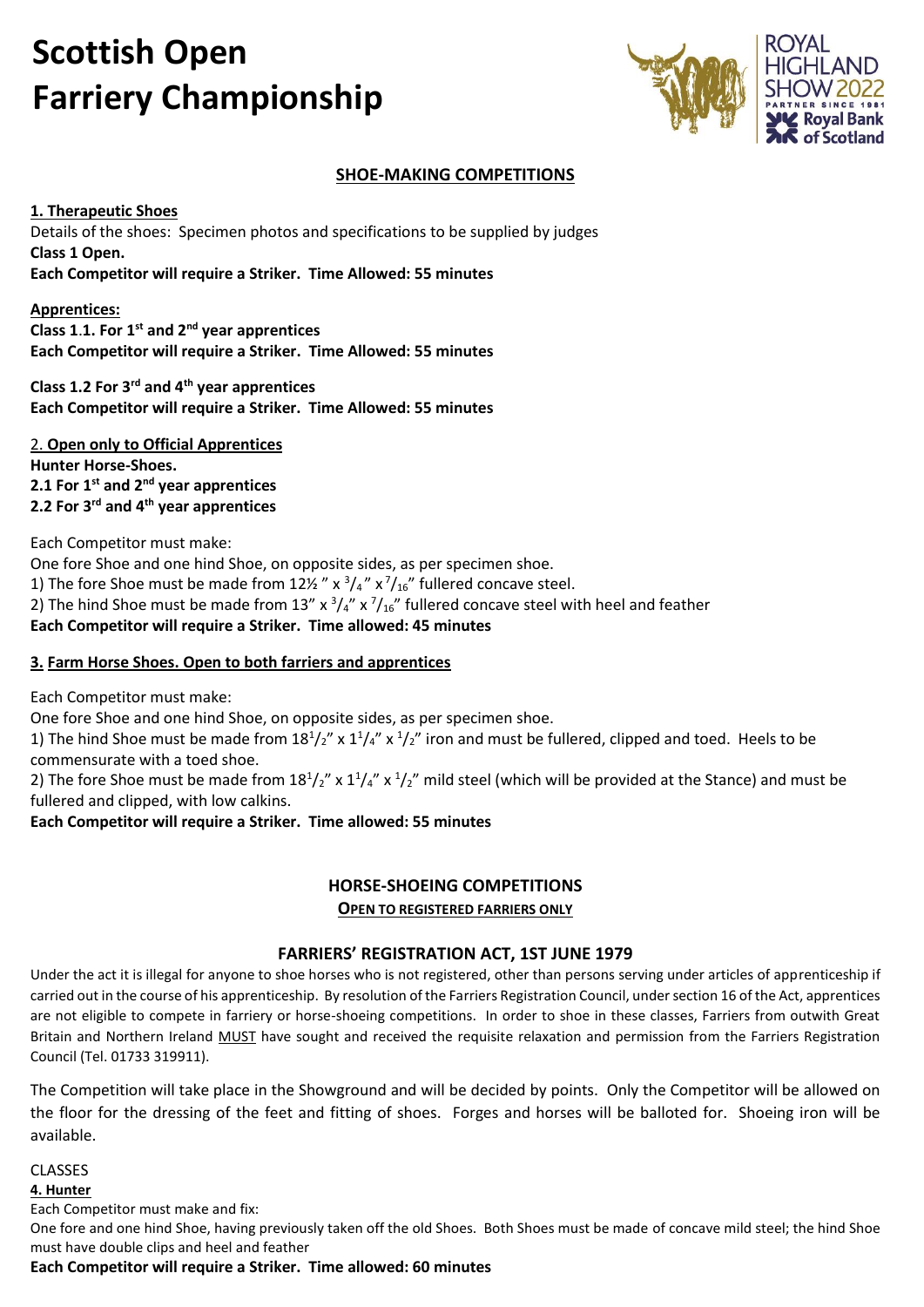# Scottish Open Farriery Championship

## SHOE-MAKING COMPETITIONS

**1. Therapeutic Shoes**

Details of the shoes: Specimen photos and specifications to be supplied by judges

**Class 1 Open.**

**Each Competitor will require a Striker. Time Allowed: 55 minutes**

**Apprentices:**

**Class 1.1. For 1st and 2nd year apprentices**

**Each Competitor will require a Striker. Time Allowed: 55 minutes**

**Class 1.2 For 3rd and 4th year apprentices**

**Each Competitor will require a Striker. Time Allowed: 55 minutes**

2. **Open only to Official Apprentices**

**Hunter Horse-Shoes.**

**2.1 For 1st and 2nd year apprentices**

**2.2 For 3rd and 4th year apprentices**

Each Competitor must make:

One fore Shoe and one hind Shoe, on opposite sides, as per specimen shoe.

1) The fore Shoe must be made from 12½ ″ x $^{3}/_{4}$″ x $^{7}/_{16}$″ fullered concave steel.

2) The hind Shoe must be made from 13″ x $^{3}/_{4}$″ x $^{7}/_{16}$″ fullered concave steel with heel and feather

**Each Competitor will require a Striker. Time allowed: 45 minutes**

**3. Farm Horse Shoes. Open to both farriers and apprentices**

Each Competitor must make:

One fore Shoe and one hind Shoe, on opposite sides, as per specimen shoe.

1) The hind Shoe must be made from $18^{1}/_{2}$″ x $1^{1}/_{4}$″ x $^{1}/_{2}$″ iron and must be fullered, clipped and toed. Heels to be commensurate with a toed shoe.

2) The fore Shoe must be made from $18^{1}/_{2}$″ x $1^{1}/_{4}$″ x $^{1}/_{2}$″ mild steel (which will be provided at the Stance) and must be fullered and clipped, with low calkins.

**Each Competitor will require a Striker. Time allowed: 55 minutes**

## HORSE-SHOEING COMPETITIONS

**OPEN TO REGISTERED FARRIERS ONLY**

### FARRIERS' REGISTRATION ACT, 1ST JUNE 1979

Under the act it is illegal for anyone to shoe horses who is not registered, other than persons serving under articles of apprenticeship if carried out in the course of his apprenticeship. By resolution of the Farriers Registration Council, under section 16 of the Act, apprentices are not eligible to compete in farriery or horse-shoeing competitions. In order to shoe in these classes, Farriers from outwith Great Britain and Northern Ireland MUST have sought and received the requisite relaxation and permission from the Farriers Registration Council (Tel. 01733 319911).

The Competition will take place in the Showground and will be decided by points. Only the Competitor will be allowed on the floor for the dressing of the feet and fitting of shoes. Forges and horses will be balloted for. Shoeing iron will be available.

CLASSES

**4. Hunter**

Each Competitor must make and fix:

One fore and one hind Shoe, having previously taken off the old Shoes. Both Shoes must be made of concave mild steel; the hind Shoe must have double clips and heel and feather

**Each Competitor will require a Striker. Time allowed: 60 minutes**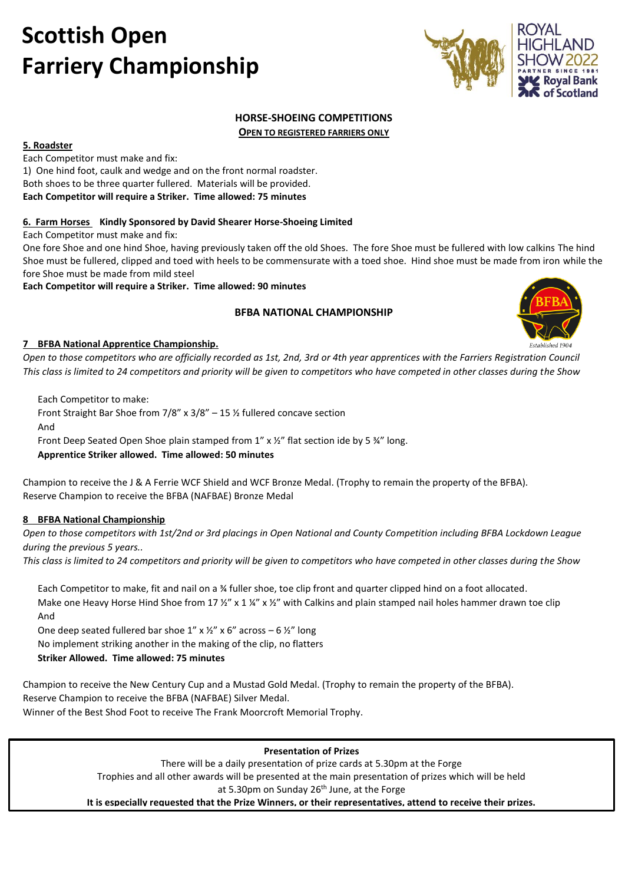# Scottish Open Farriery Championship

## HORSE-SHOEING COMPETITIONS

**OPEN TO REGISTERED FARRIERS ONLY**

**5. Roadster**

Each Competitor must make and fix:

1) One hind foot, caulk and wedge and on the front normal roadster.

Both shoes to be three quarter fullered. Materials will be provided.

**Each Competitor will require a Striker. Time allowed: 75 minutes**

**6. Farm Horses Kindly Sponsored by David Shearer Horse-Shoeing Limited**

Each Competitor must make and fix:

One fore Shoe and one hind Shoe, having previously taken off the old Shoes. The fore Shoe must be fullered with low calkins The hind Shoe must be fullered, clipped and toed with heels to be commensurate with a toed shoe. Hind shoe must be made from iron while the fore Shoe must be made from mild steel

**Each Competitor will require a Striker. Time allowed: 90 minutes**

## BFBA NATIONAL CHAMPIONSHIP

**7 BFBA National Apprentice Championship.**

*Open to those competitors who are officially recorded as 1st, 2nd, 3rd or 4th year apprentices with the Farriers Registration Council*
*This class is limited to 24 competitors and priority will be given to competitors who have competed in other classes during the Show*

Each Competitor to make:

Front Straight Bar Shoe from 7/8" x 3/8" – 15 ½ fullered concave section

And

Front Deep Seated Open Shoe plain stamped from 1" x ½" flat section ide by 5 ¾" long.

**Apprentice Striker allowed. Time allowed: 50 minutes**

Champion to receive the J & A Ferrie WCF Shield and WCF Bronze Medal. (Trophy to remain the property of the BFBA).
Reserve Champion to receive the BFBA (NAFBAE) Bronze Medal

**8 BFBA National Championship**

*Open to those competitors with 1st/2nd or 3rd placings in Open National and County Competition including BFBA Lockdown League during the previous 5 years..*
*This class is limited to 24 competitors and priority will be given to competitors who have competed in other classes during the Show*

Each Competitor to make, fit and nail on a ¾ fuller shoe, toe clip front and quarter clipped hind on a foot allocated.

Make one Heavy Horse Hind Shoe from 17 ½" x 1 ¼" x ½" with Calkins and plain stamped nail holes hammer drawn toe clip

And

One deep seated fullered bar shoe 1" x ½" x 6" across – 6 ½" long

No implement striking another in the making of the clip, no flatters

**Striker Allowed. Time allowed: 75 minutes**

Champion to receive the New Century Cup and a Mustad Gold Medal. (Trophy to remain the property of the BFBA).
Reserve Champion to receive the BFBA (NAFBAE) Silver Medal.
Winner of the Best Shod Foot to receive The Frank Moorcroft Memorial Trophy.

**Presentation of Prizes**

There will be a daily presentation of prize cards at 5.30pm at the Forge
Trophies and all other awards will be presented at the main presentation of prizes which will be held at 5.30pm on Sunday 26th June, at the Forge

**It is especially requested that the Prize Winners, or their representatives, attend to receive their prizes.**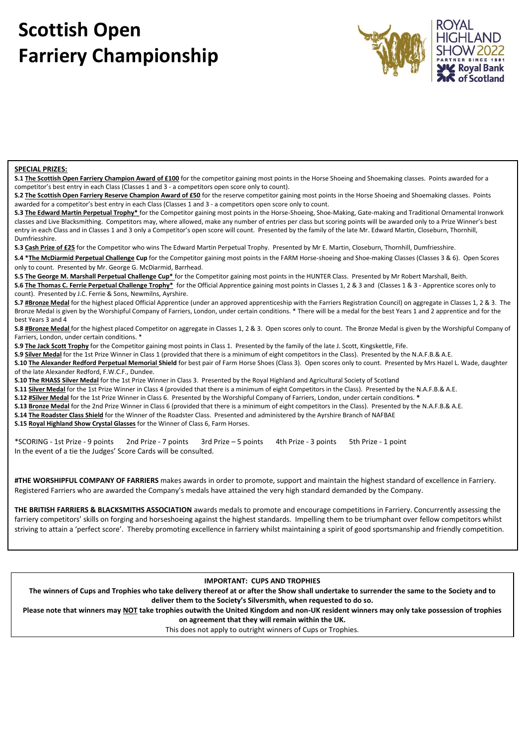# Scottish Open Farriery Championship

ROYAL HIGHLAND SHOW 2022
PARTNER SINCE 1981 Royal Bank of Scotland

**SPECIAL PRIZES:**

**S.1 The Scottish Open Farriery Champion Award of £100** for the competitor gaining most points in the Horse Shoeing and Shoemaking classes. Points awarded for a competitor's best entry in each Class (Classes 1 and 3 - a competitors open score only to count).

**S.2 The Scottish Open Farriery Reserve Champion Award of £50** for the reserve competitor gaining most points in the Horse Shoeing and Shoemaking classes. Points awarded for a competitor's best entry in each Class (Classes 1 and 3 - a competitors open score only to count.

**S.3 The Edward Martin Perpetual Trophy*** for the Competitor gaining most points in the Horse-Shoeing, Shoe-Making, Gate-making and Traditional Ornamental Ironwork classes and Live Blacksmithing. Competitors may, where allowed, make any number of entries per class but scoring points will be awarded only to a Prize Winner's best entry in each Class and in Classes 1 and 3 only a Competitor's open score will count. Presented by the family of the late Mr. Edward Martin, Closeburn, Thornhill, Dumfriesshire.

**S.3 Cash Prize of £25** for the Competitor who wins The Edward Martin Perpetual Trophy. Presented by Mr E. Martin, Closeburn, Thornhill, Dumfriesshire.

**S.4 *The McDiarmid Perpetual Challenge Cup** for the Competitor gaining most points in the FARM Horse-shoeing and Shoe-making Classes (Classes 3 & 6). Open Scores only to count. Presented by Mr. George G. McDiarmid, Barrhead.

**S.5 The George M. Marshall Perpetual Challenge Cup*** for the Competitor gaining most points in the HUNTER Class. Presented by Mr Robert Marshall, Beith.

**S.6 The Thomas C. Ferrie Perpetual Challenge Trophy*** for the Official Apprentice gaining most points in Classes 1, 2 & 3 and (Classes 1 & 3 - Apprentice scores only to count). Presented by J.C. Ferrie & Sons, Newmilns, Ayrshire.

**S.7 #Bronze Medal** for the highest placed Official Apprentice (under an approved apprenticeship with the Farriers Registration Council) on aggregate in Classes 1, 2 & 3. The Bronze Medal is given by the Worshipful Company of Farriers, London, under certain conditions. * There will be a medal for the best Years 1 and 2 apprentice and for the best Years 3 and 4

**S.8 #Bronze Medal** for the highest placed Competitor on aggregate in Classes 1, 2 & 3. Open scores only to count. The Bronze Medal is given by the Worshipful Company of Farriers, London, under certain conditions. *

**S.9 The Jack Scott Trophy** for the Competitor gaining most points in Class 1. Presented by the family of the late J. Scott, Kingskettle, Fife.

**S.9 Silver Medal** for the 1st Prize Winner in Class 1 (provided that there is a minimum of eight competitors in the Class). Presented by the N.A.F.B.& A.E.

**S.10 The Alexander Redford Perpetual Memorial Shield** for best pair of Farm Horse Shoes (Class 3). Open scores only to count. Presented by Mrs Hazel L. Wade, daughter of the late Alexander Redford, F.W.C.F., Dundee.

**S.10 The RHASS Silver Medal** for the 1st Prize Winner in Class 3. Presented by the Royal Highland and Agricultural Society of Scotland

**S.11 Silver Medal** for the 1st Prize Winner in Class 4 (provided that there is a minimum of eight Competitors in the Class). Presented by the N.A.F.B.& A.E.

**S.12 #Silver Medal** for the 1st Prize Winner in Class 6. Presented by the Worshipful Company of Farriers, London, under certain conditions. *

**S.13 Bronze Medal** for the 2nd Prize Winner in Class 6 (provided that there is a minimum of eight competitors in the Class). Presented by the N.A.F.B.& A.E.

**S.14 The Roadster Class Shield** for the Winner of the Roadster Class. Presented and administered by the Ayrshire Branch of NAFBAE

**S.15 Royal Highland Show Crystal Glasses** for the Winner of Class 6, Farm Horses.

*SCORING - 1st Prize - 9 points   2nd Prize - 7 points   3rd Prize – 5 points   4th Prize - 3 points   5th Prize - 1 point
In the event of a tie the Judges' Score Cards will be consulted.

**#THE WORSHIPFUL COMPANY OF FARRIERS** makes awards in order to promote, support and maintain the highest standard of excellence in Farriery. Registered Farriers who are awarded the Company's medals have attained the very high standard demanded by the Company.

**THE BRITISH FARRIERS & BLACKSMITHS ASSOCIATION** awards medals to promote and encourage competitions in Farriery. Concurrently assessing the farriery competitors' skills on forging and horseshoeing against the highest standards. Impelling them to be triumphant over fellow competitors whilst striving to attain a 'perfect score'. Thereby promoting excellence in farriery whilst maintaining a spirit of good sportsmanship and friendly competition.

**IMPORTANT: CUPS AND TROPHIES**

**The winners of Cups and Trophies who take delivery thereof at or after the Show shall undertake to surrender the same to the Society and to deliver them to the Society's Silversmith, when requested to do so.**

**Please note that winners may NOT take trophies outwith the United Kingdom and non-UK resident winners may only take possession of trophies on agreement that they will remain within the UK.**

This does not apply to outright winners of Cups or Trophies.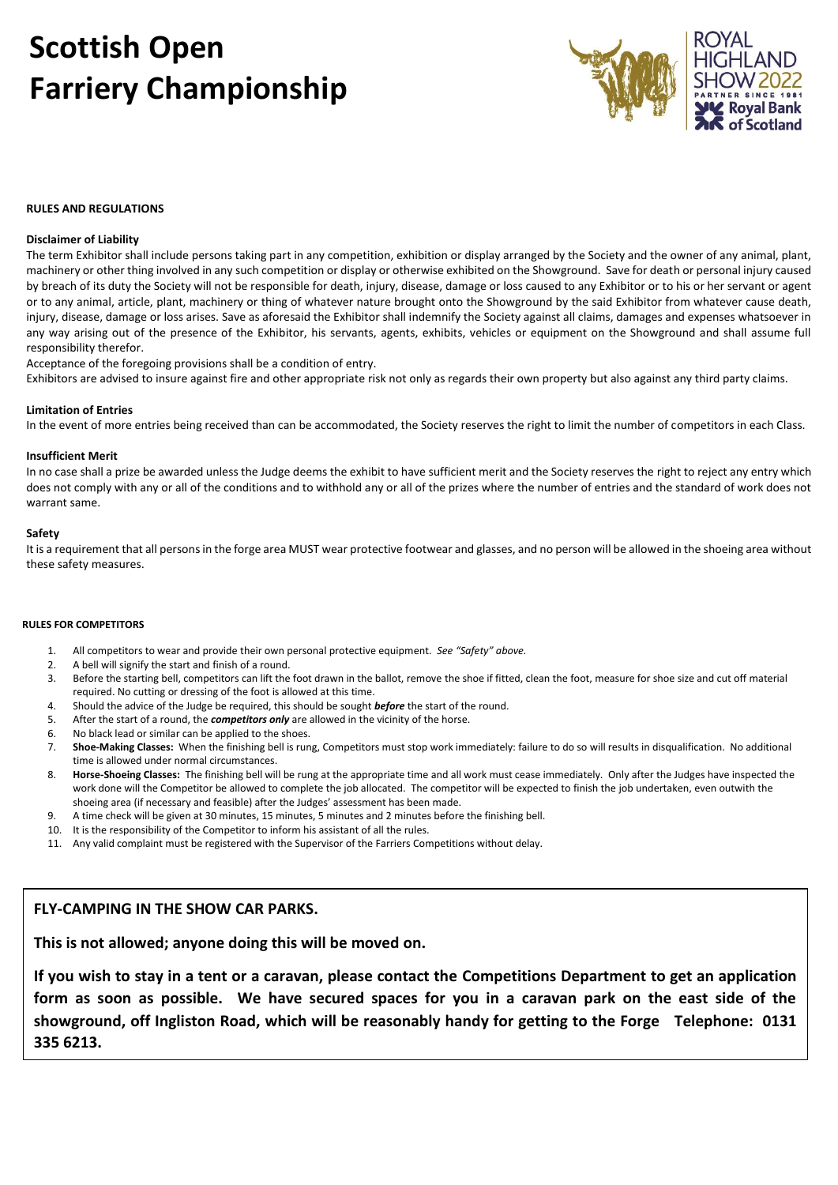# Scottish Open Farriery Championship

ROYAL HIGHLAND SHOW 2022

PARTNER SINCE 1981

Royal Bank of Scotland

**RULES AND REGULATIONS**

**Disclaimer of Liability**

The term Exhibitor shall include persons taking part in any competition, exhibition or display arranged by the Society and the owner of any animal, plant, machinery or other thing involved in any such competition or display or otherwise exhibited on the Showground. Save for death or personal injury caused by breach of its duty the Society will not be responsible for death, injury, disease, damage or loss caused to any Exhibitor or to his or her servant or agent or to any animal, article, plant, machinery or thing of whatever nature brought onto the Showground by the said Exhibitor from whatever cause death, injury, disease, damage or loss arises. Save as aforesaid the Exhibitor shall indemnify the Society against all claims, damages and expenses whatsoever in any way arising out of the presence of the Exhibitor, his servants, agents, exhibits, vehicles or equipment on the Showground and shall assume full responsibility therefor.

Acceptance of the foregoing provisions shall be a condition of entry.

Exhibitors are advised to insure against fire and other appropriate risk not only as regards their own property but also against any third party claims.

**Limitation of Entries**

In the event of more entries being received than can be accommodated, the Society reserves the right to limit the number of competitors in each Class.

**Insufficient Merit**

In no case shall a prize be awarded unless the Judge deems the exhibit to have sufficient merit and the Society reserves the right to reject any entry which does not comply with any or all of the conditions and to withhold any or all of the prizes where the number of entries and the standard of work does not warrant same.

**Safety**

It is a requirement that all persons in the forge area MUST wear protective footwear and glasses, and no person will be allowed in the shoeing area without these safety measures.

**RULES FOR COMPETITORS**

1. All competitors to wear and provide their own personal protective equipment. *See "Safety" above.*
2. A bell will signify the start and finish of a round.
3. Before the starting bell, competitors can lift the foot drawn in the ballot, remove the shoe if fitted, clean the foot, measure for shoe size and cut off material required. No cutting or dressing of the foot is allowed at this time.
4. Should the advice of the Judge be required, this should be sought ***before*** the start of the round.
5. After the start of a round, the ***competitors only*** are allowed in the vicinity of the horse.
6. No black lead or similar can be applied to the shoes.
7. **Shoe-Making Classes:** When the finishing bell is rung, Competitors must stop work immediately: failure to do so will results in disqualification. No additional time is allowed under normal circumstances.
8. **Horse-Shoeing Classes:** The finishing bell will be rung at the appropriate time and all work must cease immediately. Only after the Judges have inspected the work done will the Competitor be allowed to complete the job allocated. The competitor will be expected to finish the job undertaken, even outwith the shoeing area (if necessary and feasible) after the Judges' assessment has been made.
9. A time check will be given at 30 minutes, 15 minutes, 5 minutes and 2 minutes before the finishing bell.
10. It is the responsibility of the Competitor to inform his assistant of all the rules.
11. Any valid complaint must be registered with the Supervisor of the Farriers Competitions without delay.

**FLY-CAMPING IN THE SHOW CAR PARKS.**

**This is not allowed; anyone doing this will be moved on.**

**If you wish to stay in a tent or a caravan, please contact the Competitions Department to get an application form as soon as possible. We have secured spaces for you in a caravan park on the east side of the showground, off Ingliston Road, which will be reasonably handy for getting to the Forge Telephone: 0131 335 6213.**